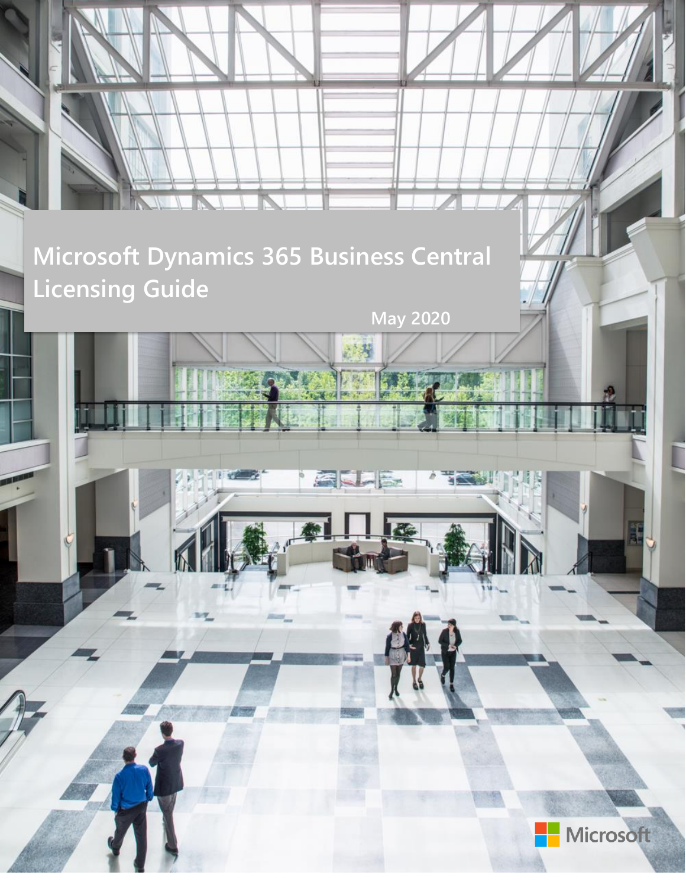# Microsoft Dynamics 365 Business Central Licensing Guide

May 2020

Microsoft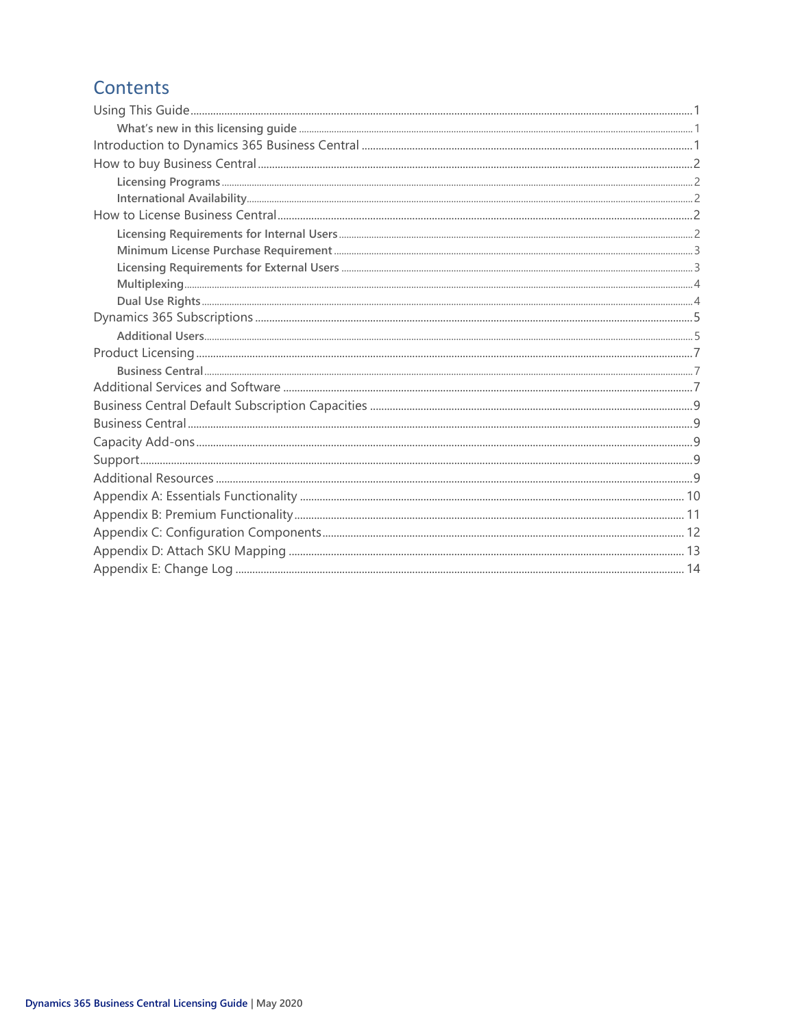# Contents

- Using This Guide ... 1
  - What's new in this licensing guide ... 1
- Introduction to Dynamics 365 Business Central ... 1
- How to buy Business Central ... 2
  - Licensing Programs ... 2
  - International Availability ... 2
- How to License Business Central ... 2
  - Licensing Requirements for Internal Users ... 2
  - Minimum License Purchase Requirement ... 3
  - Licensing Requirements for External Users ... 3
  - Multiplexing ... 4
  - Dual Use Rights ... 4
- Dynamics 365 Subscriptions ... 5
  - Additional Users ... 5
- Product Licensing ... 7
  - Business Central ... 7
- Additional Services and Software ... 7
- Business Central Default Subscription Capacities ... 9
- Business Central ... 9
- Capacity Add-ons ... 9
- Support ... 9
- Additional Resources ... 9
- Appendix A: Essentials Functionality ... 10
- Appendix B: Premium Functionality ... 11
- Appendix C: Configuration Components ... 12
- Appendix D: Attach SKU Mapping ... 13
- Appendix E: Change Log ... 14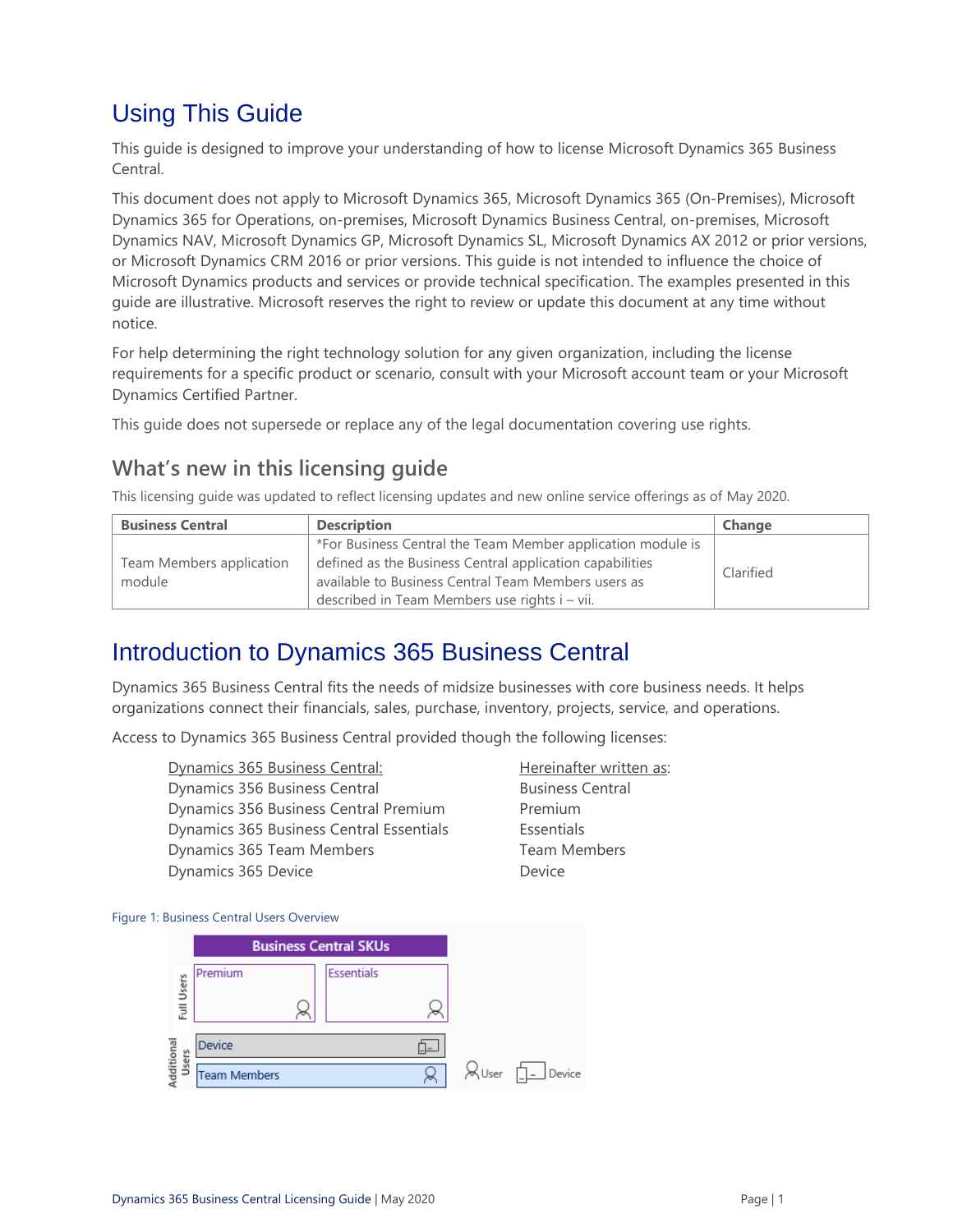# Using This Guide

This guide is designed to improve your understanding of how to license Microsoft Dynamics 365 Business Central.

This document does not apply to Microsoft Dynamics 365, Microsoft Dynamics 365 (On-Premises), Microsoft Dynamics 365 for Operations, on-premises, Microsoft Dynamics Business Central, on-premises, Microsoft Dynamics NAV, Microsoft Dynamics GP, Microsoft Dynamics SL, Microsoft Dynamics AX 2012 or prior versions, or Microsoft Dynamics CRM 2016 or prior versions. This guide is not intended to influence the choice of Microsoft Dynamics products and services or provide technical specification. The examples presented in this guide are illustrative. Microsoft reserves the right to review or update this document at any time without notice.

For help determining the right technology solution for any given organization, including the license requirements for a specific product or scenario, consult with your Microsoft account team or your Microsoft Dynamics Certified Partner.

This guide does not supersede or replace any of the legal documentation covering use rights.

## What's new in this licensing guide

This licensing guide was updated to reflect licensing updates and new online service offerings as of May 2020.

| Business Central | Description | Change |
|---|---|---|
| Team Members application module | *For Business Central the Team Member application module is defined as the Business Central application capabilities available to Business Central Team Members users as described in Team Members use rights i – vii. | Clarified |

# Introduction to Dynamics 365 Business Central

Dynamics 365 Business Central fits the needs of midsize businesses with core business needs. It helps organizations connect their financials, sales, purchase, inventory, projects, service, and operations.

Access to Dynamics 365 Business Central provided though the following licenses:

| Dynamics 365 Business Central: | Hereinafter written as: |
|---|---|
| Dynamics 356 Business Central | Business Central |
| Dynamics 356 Business Central Premium | Premium |
| Dynamics 365 Business Central Essentials | Essentials |
| Dynamics 365 Team Members | Team Members |
| Dynamics 365 Device | Device |

Figure 1: Business Central Users Overview

Business Central SKUs

Full Users: Premium, Essentials

Additional Users: Device, Team Members

User | Device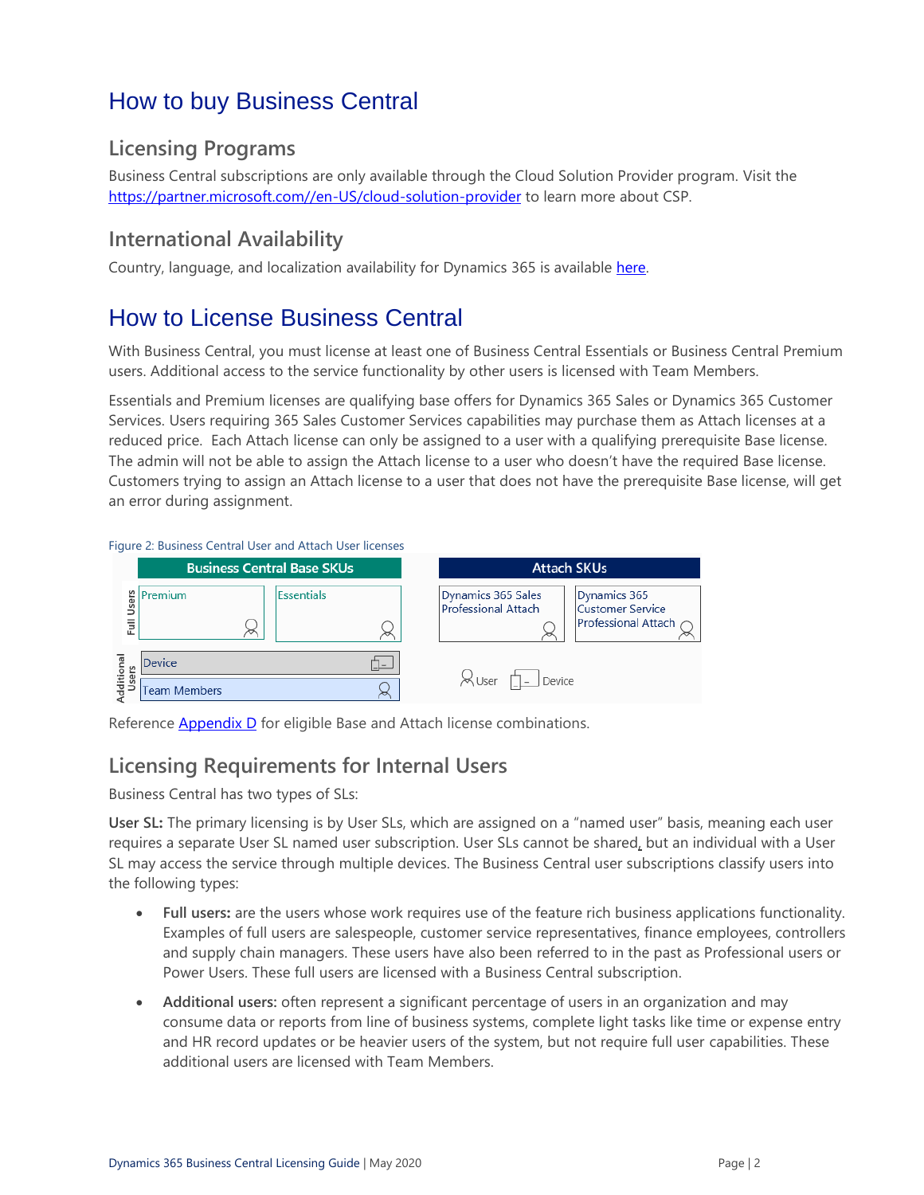# How to buy Business Central

## Licensing Programs

Business Central subscriptions are only available through the Cloud Solution Provider program. Visit the https://partner.microsoft.com//en-US/cloud-solution-provider to learn more about CSP.

## International Availability

Country, language, and localization availability for Dynamics 365 is available here.

# How to License Business Central

With Business Central, you must license at least one of Business Central Essentials or Business Central Premium users. Additional access to the service functionality by other users is licensed with Team Members.

Essentials and Premium licenses are qualifying base offers for Dynamics 365 Sales or Dynamics 365 Customer Services. Users requiring 365 Sales Customer Services capabilities may purchase them as Attach licenses at a reduced price. Each Attach license can only be assigned to a user with a qualifying prerequisite Base license. The admin will not be able to assign the Attach license to a user who doesn't have the required Base license. Customers trying to assign an Attach license to a user that does not have the prerequisite Base license, will get an error during assignment.

Figure 2: Business Central User and Attach User licenses

| | Business Central Base SKUs | | Attach SKUs | |
|---|---|---|---|---|
| Full Users | Premium (User) | Essentials (User) | Dynamics 365 Sales Professional Attach (User) | Dynamics 365 Customer Service Professional Attach (User) |
| Additional Users | Device (Device) | | | |
| | Team Members (User) | | | |

Legend: User, Device

Reference Appendix D for eligible Base and Attach license combinations.

## Licensing Requirements for Internal Users

Business Central has two types of SLs:

**User SL:** The primary licensing is by User SLs, which are assigned on a "named user" basis, meaning each user requires a separate User SL named user subscription. User SLs cannot be shared, but an individual with a User SL may access the service through multiple devices. The Business Central user subscriptions classify users into the following types:

- **Full users:** are the users whose work requires use of the feature rich business applications functionality. Examples of full users are salespeople, customer service representatives, finance employees, controllers and supply chain managers. These users have also been referred to in the past as Professional users or Power Users. These full users are licensed with a Business Central subscription.
- **Additional users:** often represent a significant percentage of users in an organization and may consume data or reports from line of business systems, complete light tasks like time or expense entry and HR record updates or be heavier users of the system, but not require full user capabilities. These additional users are licensed with Team Members.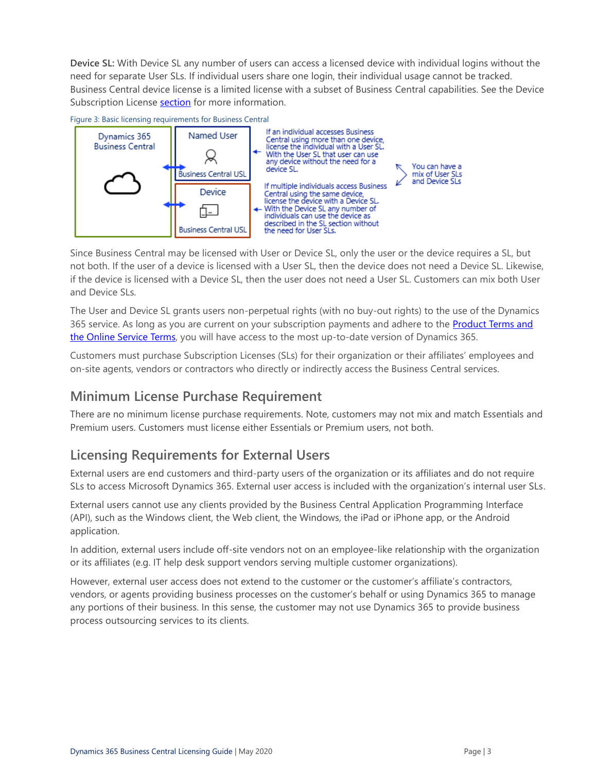**Device SL:** With Device SL any number of users can access a licensed device with individual logins without the need for separate User SLs. If individual users share one login, their individual usage cannot be tracked. Business Central device license is a limited license with a subset of Business Central capabilities. See the Device Subscription License section for more information.

Figure 3: Basic licensing requirements for Business Central

Since Business Central may be licensed with User or Device SL, only the user or the device requires a SL, but not both. If the user of a device is licensed with a User SL, then the device does not need a Device SL. Likewise, if the device is licensed with a Device SL, then the user does not need a User SL. Customers can mix both User and Device SLs.

The User and Device SL grants users non-perpetual rights (with no buy-out rights) to the use of the Dynamics 365 service. As long as you are current on your subscription payments and adhere to the Product Terms and the Online Service Terms, you will have access to the most up-to-date version of Dynamics 365.

Customers must purchase Subscription Licenses (SLs) for their organization or their affiliates' employees and on-site agents, vendors or contractors who directly or indirectly access the Business Central services.

## Minimum License Purchase Requirement

There are no minimum license purchase requirements. Note, customers may not mix and match Essentials and Premium users. Customers must license either Essentials or Premium users, not both.

## Licensing Requirements for External Users

External users are end customers and third-party users of the organization or its affiliates and do not require SLs to access Microsoft Dynamics 365. External user access is included with the organization's internal user SLs.

External users cannot use any clients provided by the Business Central Application Programming Interface (API), such as the Windows client, the Web client, the Windows, the iPad or iPhone app, or the Android application.

In addition, external users include off-site vendors not on an employee-like relationship with the organization or its affiliates (e.g. IT help desk support vendors serving multiple customer organizations).

However, external user access does not extend to the customer or the customer's affiliate's contractors, vendors, or agents providing business processes on the customer's behalf or using Dynamics 365 to manage any portions of their business. In this sense, the customer may not use Dynamics 365 to provide business process outsourcing services to its clients.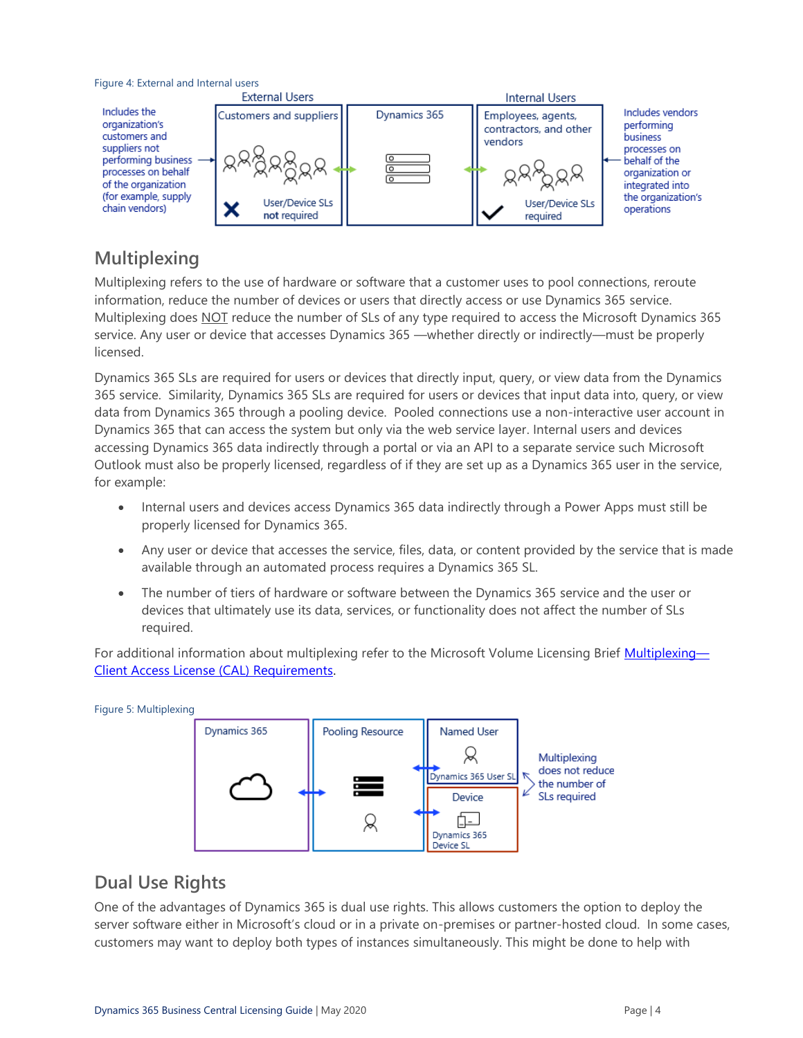Figure 4: External and Internal users

| External Users | | Internal Users |
|---|---|---|
| Customers and suppliers | Dynamics 365 | Employees, agents, contractors, and other vendors |
| User/Device SLs **not** required | | User/Device SLs required |

Includes the organization's customers and suppliers not performing business processes on behalf of the organization (for example, supply chain vendors)

Includes vendors performing business processes on behalf of the organization or integrated into the organization's operations

## Multiplexing

Multiplexing refers to the use of hardware or software that a customer uses to pool connections, reroute information, reduce the number of devices or users that directly access or use Dynamics 365 service. Multiplexing does NOT reduce the number of SLs of any type required to access the Microsoft Dynamics 365 service. Any user or device that accesses Dynamics 365 —whether directly or indirectly—must be properly licensed.

Dynamics 365 SLs are required for users or devices that directly input, query, or view data from the Dynamics 365 service. Similarity, Dynamics 365 SLs are required for users or devices that input data into, query, or view data from Dynamics 365 through a pooling device. Pooled connections use a non-interactive user account in Dynamics 365 that can access the system but only via the web service layer. Internal users and devices accessing Dynamics 365 data indirectly through a portal or via an API to a separate service such Microsoft Outlook must also be properly licensed, regardless of if they are set up as a Dynamics 365 user in the service, for example:

- Internal users and devices access Dynamics 365 data indirectly through a Power Apps must still be properly licensed for Dynamics 365.
- Any user or device that accesses the service, files, data, or content provided by the service that is made available through an automated process requires a Dynamics 365 SL.
- The number of tiers of hardware or software between the Dynamics 365 service and the user or devices that ultimately use its data, services, or functionality does not affect the number of SLs required.

For additional information about multiplexing refer to the Microsoft Volume Licensing Brief Multiplexing—Client Access License (CAL) Requirements.

Figure 5: Multiplexing

Dynamics 365 ↔ Pooling Resource ↔ Named User (Dynamics 365 User SL) / Device (Dynamics 365 Device SL)

Multiplexing does not reduce the number of SLs required

## Dual Use Rights

One of the advantages of Dynamics 365 is dual use rights. This allows customers the option to deploy the server software either in Microsoft's cloud or in a private on-premises or partner-hosted cloud. In some cases, customers may want to deploy both types of instances simultaneously. This might be done to help with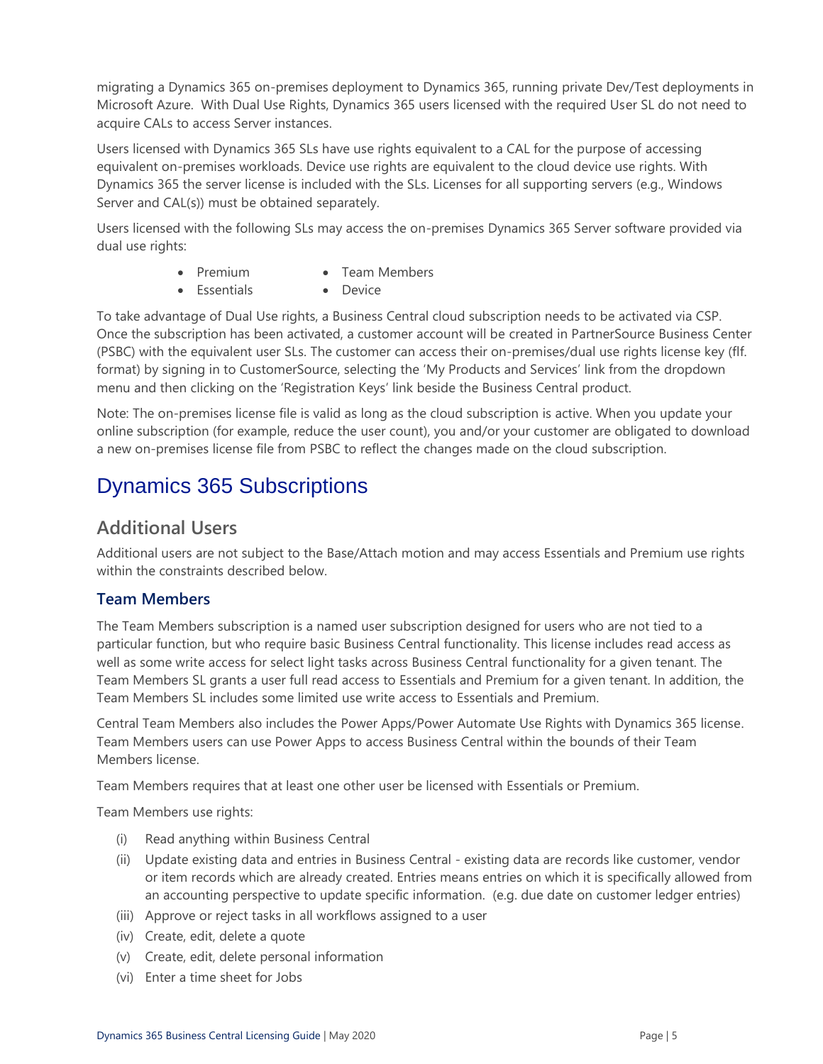migrating a Dynamics 365 on-premises deployment to Dynamics 365, running private Dev/Test deployments in Microsoft Azure. With Dual Use Rights, Dynamics 365 users licensed with the required User SL do not need to acquire CALs to access Server instances.

Users licensed with Dynamics 365 SLs have use rights equivalent to a CAL for the purpose of accessing equivalent on-premises workloads. Device use rights are equivalent to the cloud device use rights. With Dynamics 365 the server license is included with the SLs. Licenses for all supporting servers (e.g., Windows Server and CAL(s)) must be obtained separately.

Users licensed with the following SLs may access the on-premises Dynamics 365 Server software provided via dual use rights:

- Premium
- Essentials
- Team Members
- Device

To take advantage of Dual Use rights, a Business Central cloud subscription needs to be activated via CSP. Once the subscription has been activated, a customer account will be created in PartnerSource Business Center (PSBC) with the equivalent user SLs. The customer can access their on-premises/dual use rights license key (flf. format) by signing in to CustomerSource, selecting the 'My Products and Services' link from the dropdown menu and then clicking on the 'Registration Keys' link beside the Business Central product.

Note: The on-premises license file is valid as long as the cloud subscription is active. When you update your online subscription (for example, reduce the user count), you and/or your customer are obligated to download a new on-premises license file from PSBC to reflect the changes made on the cloud subscription.

# Dynamics 365 Subscriptions

## Additional Users

Additional users are not subject to the Base/Attach motion and may access Essentials and Premium use rights within the constraints described below.

### Team Members

The Team Members subscription is a named user subscription designed for users who are not tied to a particular function, but who require basic Business Central functionality. This license includes read access as well as some write access for select light tasks across Business Central functionality for a given tenant. The Team Members SL grants a user full read access to Essentials and Premium for a given tenant. In addition, the Team Members SL includes some limited use write access to Essentials and Premium.

Central Team Members also includes the Power Apps/Power Automate Use Rights with Dynamics 365 license. Team Members users can use Power Apps to access Business Central within the bounds of their Team Members license.

Team Members requires that at least one other user be licensed with Essentials or Premium.

Team Members use rights:

(i) Read anything within Business Central
(ii) Update existing data and entries in Business Central - existing data are records like customer, vendor or item records which are already created. Entries means entries on which it is specifically allowed from an accounting perspective to update specific information. (e.g. due date on customer ledger entries)
(iii) Approve or reject tasks in all workflows assigned to a user
(iv) Create, edit, delete a quote
(v) Create, edit, delete personal information
(vi) Enter a time sheet for Jobs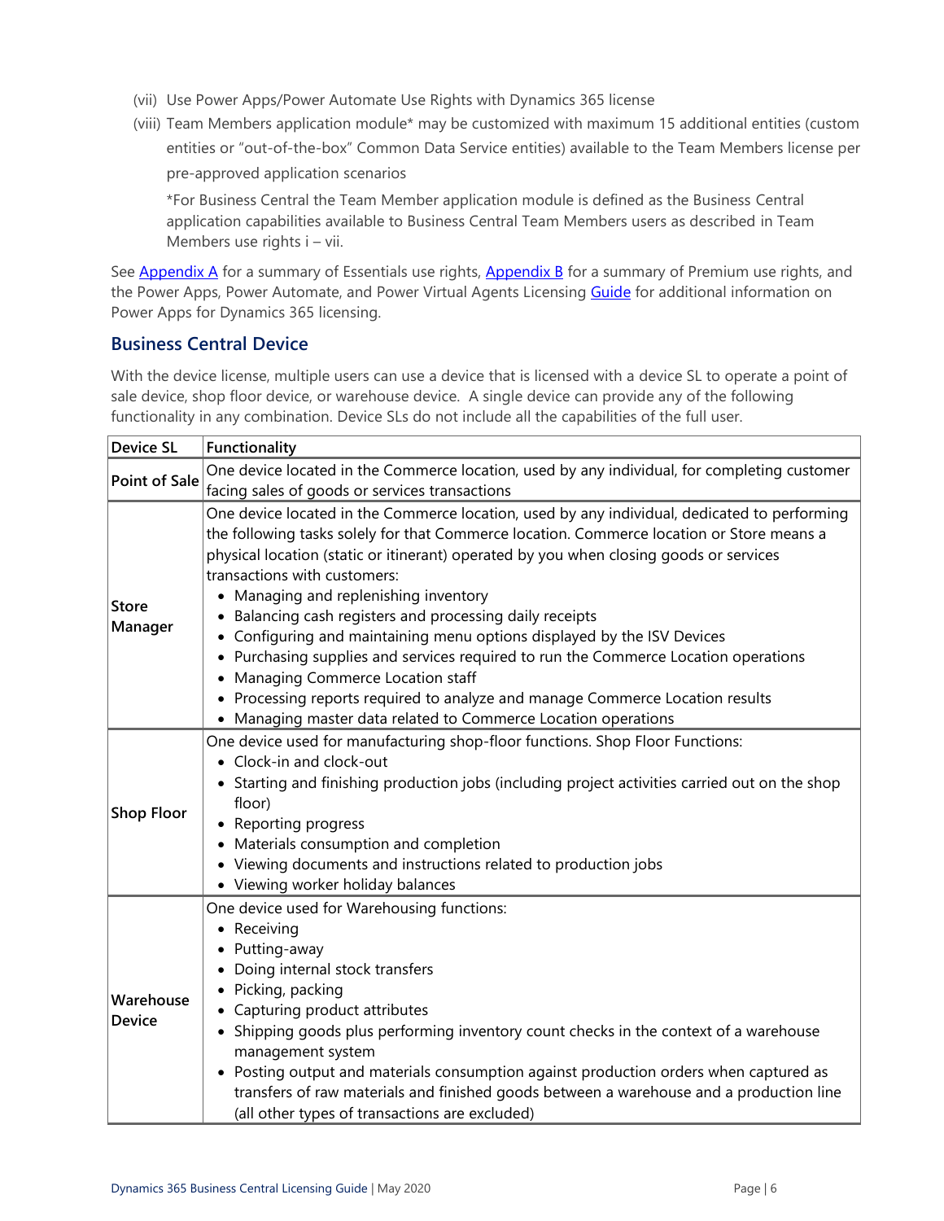(vii) Use Power Apps/Power Automate Use Rights with Dynamics 365 license

(viii) Team Members application module* may be customized with maximum 15 additional entities (custom entities or "out-of-the-box" Common Data Service entities) available to the Team Members license per pre-approved application scenarios

*For Business Central the Team Member application module is defined as the Business Central application capabilities available to Business Central Team Members users as described in Team Members use rights i – vii.

See Appendix A for a summary of Essentials use rights, Appendix B for a summary of Premium use rights, and the Power Apps, Power Automate, and Power Virtual Agents Licensing Guide for additional information on Power Apps for Dynamics 365 licensing.

## Business Central Device

With the device license, multiple users can use a device that is licensed with a device SL to operate a point of sale device, shop floor device, or warehouse device. A single device can provide any of the following functionality in any combination. Device SLs do not include all the capabilities of the full user.

| Device SL | Functionality |
|---|---|
| **Point of Sale** | One device located in the Commerce location, used by any individual, for completing customer facing sales of goods or services transactions |
| **Store Manager** | One device located in the Commerce location, used by any individual, dedicated to performing the following tasks solely for that Commerce location. Commerce location or Store means a physical location (static or itinerant) operated by you when closing goods or services transactions with customers:<br>• Managing and replenishing inventory<br>• Balancing cash registers and processing daily receipts<br>• Configuring and maintaining menu options displayed by the ISV Devices<br>• Purchasing supplies and services required to run the Commerce Location operations<br>• Managing Commerce Location staff<br>• Processing reports required to analyze and manage Commerce Location results<br>• Managing master data related to Commerce Location operations |
| **Shop Floor** | One device used for manufacturing shop-floor functions. Shop Floor Functions:<br>• Clock-in and clock-out<br>• Starting and finishing production jobs (including project activities carried out on the shop floor)<br>• Reporting progress<br>• Materials consumption and completion<br>• Viewing documents and instructions related to production jobs<br>• Viewing worker holiday balances |
| **Warehouse Device** | One device used for Warehousing functions:<br>• Receiving<br>• Putting-away<br>• Doing internal stock transfers<br>• Picking, packing<br>• Capturing product attributes<br>• Shipping goods plus performing inventory count checks in the context of a warehouse management system<br>• Posting output and materials consumption against production orders when captured as transfers of raw materials and finished goods between a warehouse and a production line (all other types of transactions are excluded) |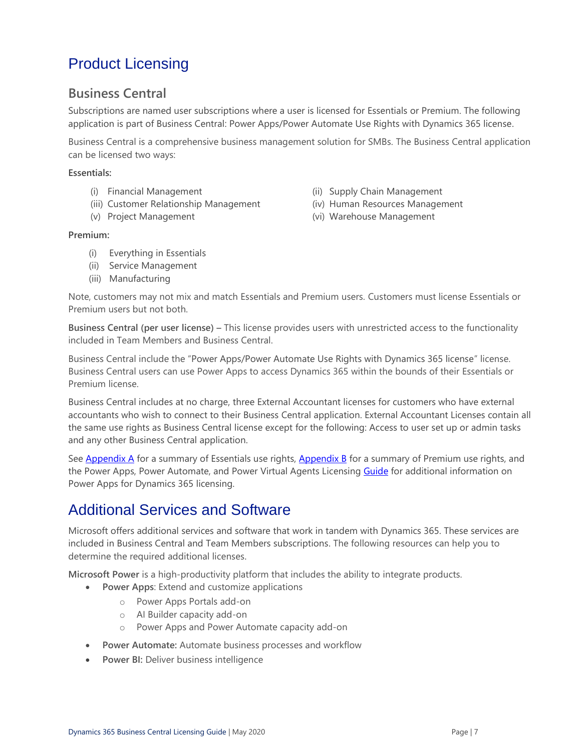# Product Licensing

## Business Central

Subscriptions are named user subscriptions where a user is licensed for Essentials or Premium. The following application is part of Business Central: Power Apps/Power Automate Use Rights with Dynamics 365 license.

Business Central is a comprehensive business management solution for SMBs. The Business Central application can be licensed two ways:

**Essentials:**

- (i) Financial Management
- (ii) Supply Chain Management
- (iii) Customer Relationship Management
- (iv) Human Resources Management
- (v) Project Management
- (vi) Warehouse Management

**Premium:**

- (i) Everything in Essentials
- (ii) Service Management
- (iii) Manufacturing

Note, customers may not mix and match Essentials and Premium users. Customers must license Essentials or Premium users but not both.

**Business Central (per user license) –** This license provides users with unrestricted access to the functionality included in Team Members and Business Central.

Business Central include the "Power Apps/Power Automate Use Rights with Dynamics 365 license" license. Business Central users can use Power Apps to access Dynamics 365 within the bounds of their Essentials or Premium license.

Business Central includes at no charge, three External Accountant licenses for customers who have external accountants who wish to connect to their Business Central application. External Accountant Licenses contain all the same use rights as Business Central license except for the following: Access to user set up or admin tasks and any other Business Central application.

See Appendix A for a summary of Essentials use rights, Appendix B for a summary of Premium use rights, and the Power Apps, Power Automate, and Power Virtual Agents Licensing Guide for additional information on Power Apps for Dynamics 365 licensing.

# Additional Services and Software

Microsoft offers additional services and software that work in tandem with Dynamics 365. These services are included in Business Central and Team Members subscriptions. The following resources can help you to determine the required additional licenses.

**Microsoft Power** is a high-productivity platform that includes the ability to integrate products.

- **Power Apps**: Extend and customize applications
  - Power Apps Portals add-on
  - AI Builder capacity add-on
  - Power Apps and Power Automate capacity add-on
- **Power Automate:** Automate business processes and workflow
- **Power BI:** Deliver business intelligence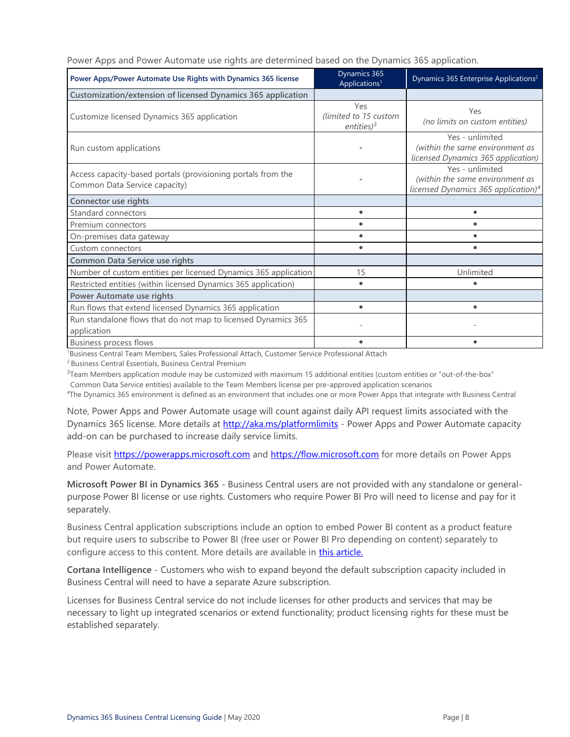Power Apps and Power Automate use rights are determined based on the Dynamics 365 application.

| Power Apps/Power Automate Use Rights with Dynamics 365 license | Dynamics 365 Applications[1] | Dynamics 365 Enterprise Applications[2] |
|---|---|---|
| **Customization/extension of licensed Dynamics 365 application** | | |
| Customize licensed Dynamics 365 application | Yes *(limited to 15 custom entities)*[3] | Yes *(no limits on custom entities)* |
| Run custom applications | - | Yes - unlimited *(within the same environment as licensed Dynamics 365 application)* |
| Access capacity-based portals (provisioning portals from the Common Data Service capacity) | - | Yes - unlimited *(within the same environment as licensed Dynamics 365 application)*[4] |
| **Connector use rights** | | |
| Standard connectors | • | • |
| Premium connectors | • | • |
| On-premises data gateway | • | • |
| Custom connectors | • | • |
| **Common Data Service use rights** | | |
| Number of custom entities per licensed Dynamics 365 application | 15 | Unlimited |
| Restricted entities (within licensed Dynamics 365 application) | • | • |
| **Power Automate use rights** | | |
| Run flows that extend licensed Dynamics 365 application | • | • |
| Run standalone flows that do not map to licensed Dynamics 365 application | - | - |
| Business process flows | • | • |

[1]Business Central Team Members, Sales Professional Attach, Customer Service Professional Attach

[2] Business Central Essentials, Business Central Premium

[3]Team Members application module may be customized with maximum 15 additional entities (custom entities or "out-of-the-box" Common Data Service entities) available to the Team Members license per pre-approved application scenarios

[4]The Dynamics 365 environment is defined as an environment that includes one or more Power Apps that integrate with Business Central

Note, Power Apps and Power Automate usage will count against daily API request limits associated with the Dynamics 365 license. More details at http://aka.ms/platformlimits - Power Apps and Power Automate capacity add-on can be purchased to increase daily service limits.

Please visit https://powerapps.microsoft.com and https://flow.microsoft.com for more details on Power Apps and Power Automate.

**Microsoft Power BI in Dynamics 365** - Business Central users are not provided with any standalone or general-purpose Power BI license or use rights. Customers who require Power BI Pro will need to license and pay for it separately.

Business Central application subscriptions include an option to embed Power BI content as a product feature but require users to subscribe to Power BI (free user or Power BI Pro depending on content) separately to configure access to this content. More details are available in this article.

**Cortana Intelligence** - Customers who wish to expand beyond the default subscription capacity included in Business Central will need to have a separate Azure subscription.

Licenses for Business Central service do not include licenses for other products and services that may be necessary to light up integrated scenarios or extend functionality; product licensing rights for these must be established separately.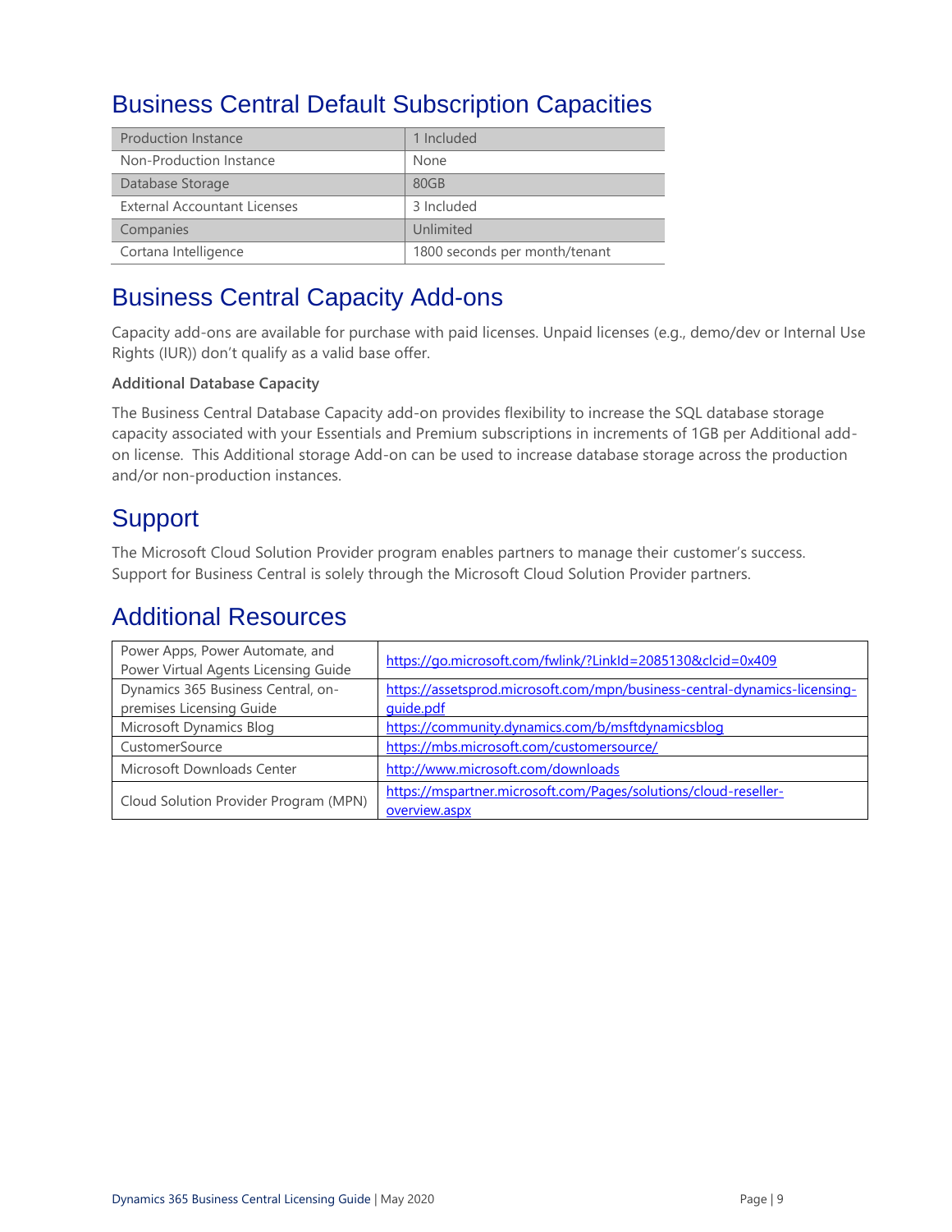## Business Central Default Subscription Capacities

| | |
|---|---|
| Production Instance | 1 Included |
| Non-Production Instance | None |
| Database Storage | 80GB |
| External Accountant Licenses | 3 Included |
| Companies | Unlimited |
| Cortana Intelligence | 1800 seconds per month/tenant |

## Business Central Capacity Add-ons

Capacity add-ons are available for purchase with paid licenses. Unpaid licenses (e.g., demo/dev or Internal Use Rights (IUR)) don't qualify as a valid base offer.

**Additional Database Capacity**

The Business Central Database Capacity add-on provides flexibility to increase the SQL database storage capacity associated with your Essentials and Premium subscriptions in increments of 1GB per Additional add-on license. This Additional storage Add-on can be used to increase database storage across the production and/or non-production instances.

## Support

The Microsoft Cloud Solution Provider program enables partners to manage their customer's success. Support for Business Central is solely through the Microsoft Cloud Solution Provider partners.

## Additional Resources

| | |
|---|---|
| Power Apps, Power Automate, and Power Virtual Agents Licensing Guide | https://go.microsoft.com/fwlink/?LinkId=2085130&clcid=0x409 |
| Dynamics 365 Business Central, on-premises Licensing Guide | https://assetsprod.microsoft.com/mpn/business-central-dynamics-licensing-guide.pdf |
| Microsoft Dynamics Blog | https://community.dynamics.com/b/msftdynamicsblog |
| CustomerSource | https://mbs.microsoft.com/customersource/ |
| Microsoft Downloads Center | http://www.microsoft.com/downloads |
| Cloud Solution Provider Program (MPN) | https://mspartner.microsoft.com/Pages/solutions/cloud-reseller-overview.aspx |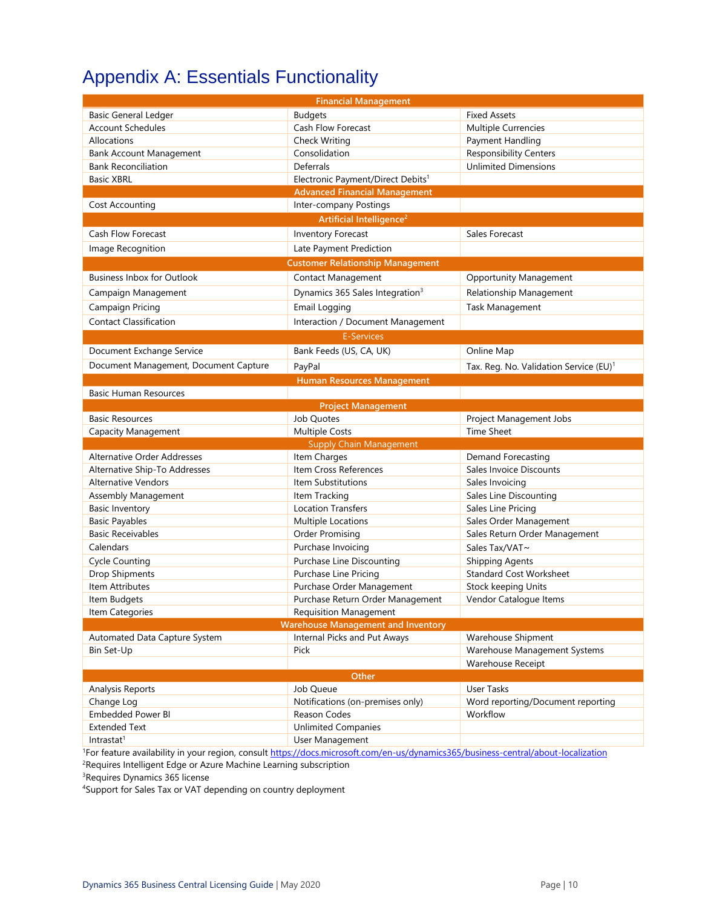# Appendix A: Essentials Functionality

| Financial Management | | |
|---|---|---|
| Basic General Ledger | Budgets | Fixed Assets |
| Account Schedules | Cash Flow Forecast | Multiple Currencies |
| Allocations | Check Writing | Payment Handling |
| Bank Account Management | Consolidation | Responsibility Centers |
| Bank Reconciliation | Deferrals | Unlimited Dimensions |
| Basic XBRL | Electronic Payment/Direct Debits[1] | |
| **Advanced Financial Management** | | |
| Cost Accounting | Inter-company Postings | |
| **Artificial Intelligence[2]** | | |
| Cash Flow Forecast | Inventory Forecast | Sales Forecast |
| Image Recognition | Late Payment Prediction | |
| **Customer Relationship Management** | | |
| Business Inbox for Outlook | Contact Management | Opportunity Management |
| Campaign Management | Dynamics 365 Sales Integration[3] | Relationship Management |
| Campaign Pricing | Email Logging | Task Management |
| Contact Classification | Interaction / Document Management | |
| **E-Services** | | |
| Document Exchange Service | Bank Feeds (US, CA, UK) | Online Map |
| Document Management, Document Capture | PayPal | Tax. Reg. No. Validation Service (EU)[1] |
| **Human Resources Management** | | |
| Basic Human Resources | | |
| **Project Management** | | |
| Basic Resources | Job Quotes | Project Management Jobs |
| Capacity Management | Multiple Costs | Time Sheet |
| **Supply Chain Management** | | |
| Alternative Order Addresses | Item Charges | Demand Forecasting |
| Alternative Ship-To Addresses | Item Cross References | Sales Invoice Discounts |
| Alternative Vendors | Item Substitutions | Sales Invoicing |
| Assembly Management | Item Tracking | Sales Line Discounting |
| Basic Inventory | Location Transfers | Sales Line Pricing |
| Basic Payables | Multiple Locations | Sales Order Management |
| Basic Receivables | Order Promising | Sales Return Order Management |
| Calendars | Purchase Invoicing | Sales Tax/VAT~ |
| Cycle Counting | Purchase Line Discounting | Shipping Agents |
| Drop Shipments | Purchase Line Pricing | Standard Cost Worksheet |
| Item Attributes | Purchase Order Management | Stock keeping Units |
| Item Budgets | Purchase Return Order Management | Vendor Catalogue Items |
| Item Categories | Requisition Management | |
| **Warehouse Management and Inventory** | | |
| Automated Data Capture System | Internal Picks and Put Aways | Warehouse Shipment |
| Bin Set-Up | Pick | Warehouse Management Systems |
| | | Warehouse Receipt |
| **Other** | | |
| Analysis Reports | Job Queue | User Tasks |
| Change Log | Notifications (on-premises only) | Word reporting/Document reporting |
| Embedded Power BI | Reason Codes | Workflow |
| Extended Text | Unlimited Companies | |
| Intrastat[1] | User Management | |

[1]For feature availability in your region, consult https://docs.microsoft.com/en-us/dynamics365/business-central/about-localization

[2]Requires Intelligent Edge or Azure Machine Learning subscription

[3]Requires Dynamics 365 license

[4]Support for Sales Tax or VAT depending on country deployment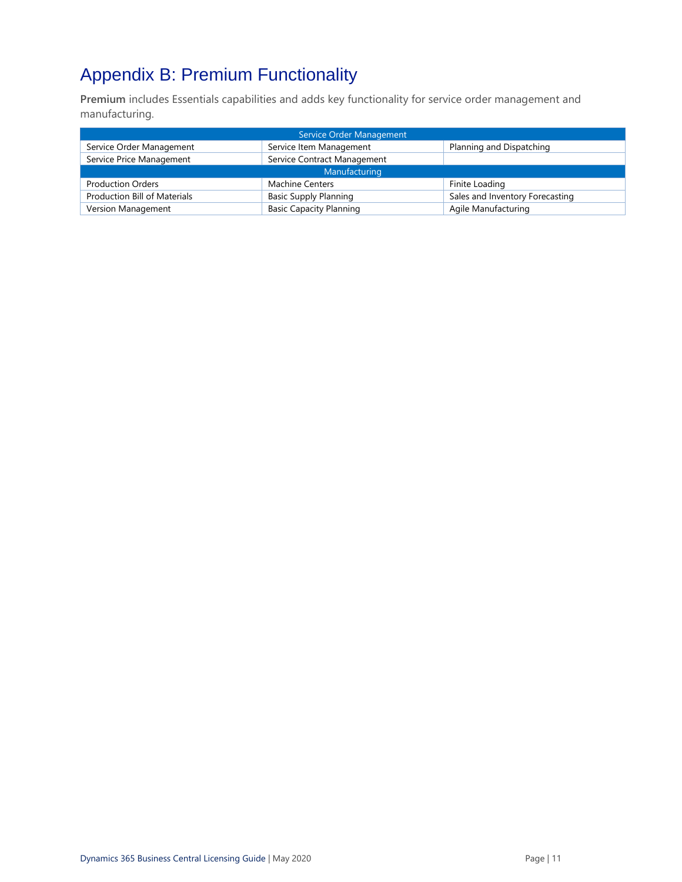# Appendix B: Premium Functionality

**Premium** includes Essentials capabilities and adds key functionality for service order management and manufacturing.

| Service Order Management | | |
|---|---|---|
| Service Order Management | Service Item Management | Planning and Dispatching |
| Service Price Management | Service Contract Management | |
| **Manufacturing** | | |
| Production Orders | Machine Centers | Finite Loading |
| Production Bill of Materials | Basic Supply Planning | Sales and Inventory Forecasting |
| Version Management | Basic Capacity Planning | Agile Manufacturing |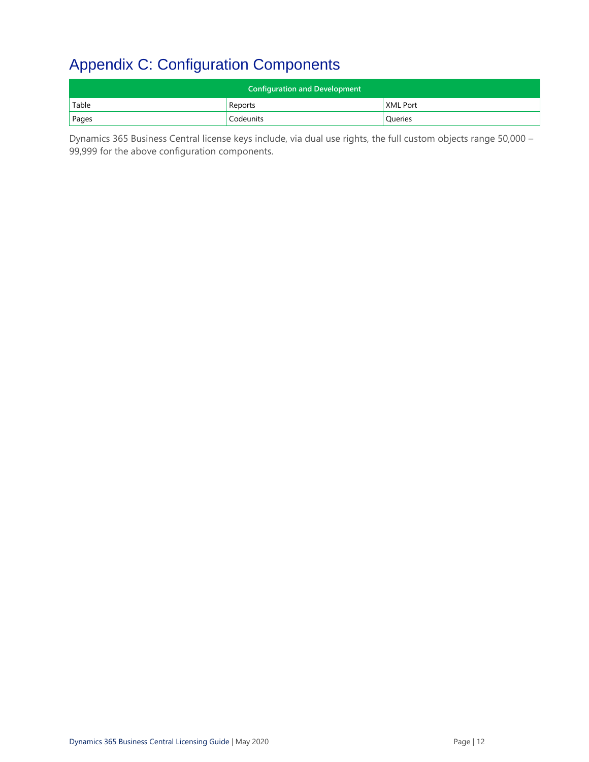# Appendix C: Configuration Components

| Configuration and Development | | |
|---|---|---|
| Table | Reports | XML Port |
| Pages | Codeunits | Queries |

Dynamics 365 Business Central license keys include, via dual use rights, the full custom objects range 50,000 – 99,999 for the above configuration components.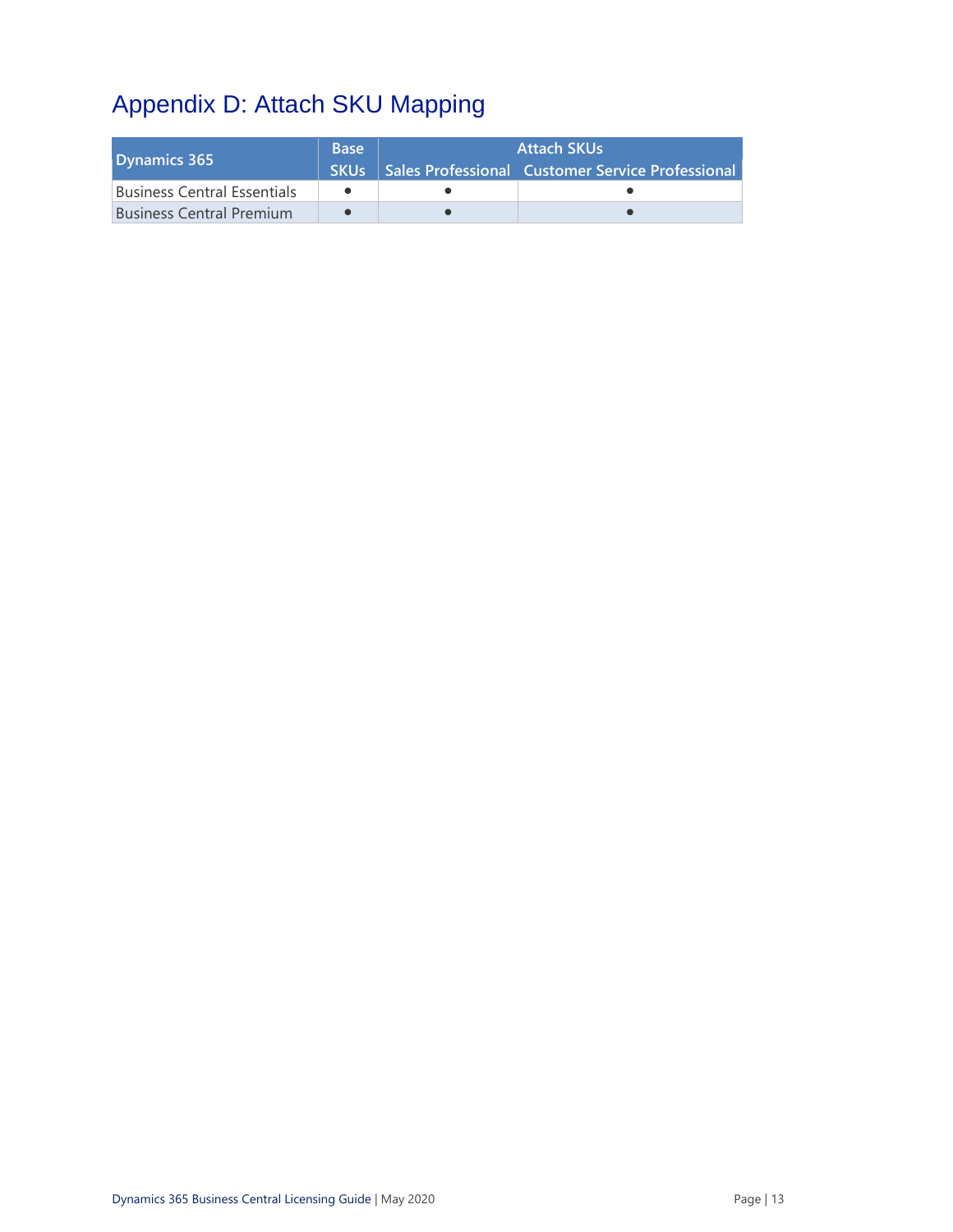# Appendix D: Attach SKU Mapping

| Dynamics 365 | Base SKUs | Attach SKUs | |
|---|---|---|---|
| | | Sales Professional | Customer Service Professional |
| Business Central Essentials | ● | ● | ● |
| Business Central Premium | ● | ● | ● |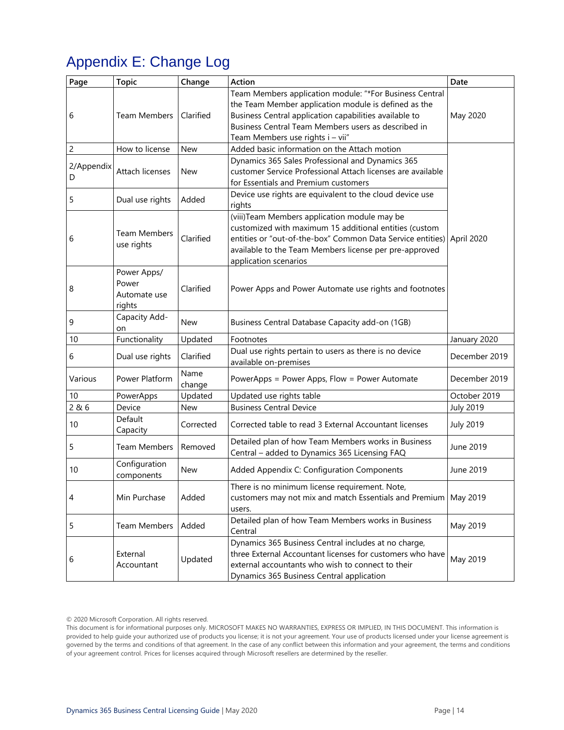# Appendix E: Change Log

| Page | Topic | Change | Action | Date |
|---|---|---|---|---|
| 6 | Team Members | Clarified | Team Members application module: "*For Business Central the Team Member application module is defined as the Business Central application capabilities available to Business Central Team Members users as described in Team Members use rights i – vii" | May 2020 |
| 2 | How to license | New | Added basic information on the Attach motion | April 2020 |
| 2/Appendix D | Attach licenses | New | Dynamics 365 Sales Professional and Dynamics 365 customer Service Professional Attach licenses are available for Essentials and Premium customers | April 2020 |
| 5 | Dual use rights | Added | Device use rights are equivalent to the cloud device use rights | April 2020 |
| 6 | Team Members use rights | Clarified | (viii)Team Members application module may be customized with maximum 15 additional entities (custom entities or "out-of-the-box" Common Data Service entities) available to the Team Members license per pre-approved application scenarios | April 2020 |
| 8 | Power Apps/ Power Automate use rights | Clarified | Power Apps and Power Automate use rights and footnotes | April 2020 |
| 9 | Capacity Add-on | New | Business Central Database Capacity add-on (1GB) | April 2020 |
| 10 | Functionality | Updated | Footnotes | January 2020 |
| 6 | Dual use rights | Clarified | Dual use rights pertain to users as there is no device available on-premises | December 2019 |
| Various | Power Platform | Name change | PowerApps = Power Apps, Flow = Power Automate | December 2019 |
| 10 | PowerApps | Updated | Updated use rights table | October 2019 |
| 2 & 6 | Device | New | Business Central Device | July 2019 |
| 10 | Default Capacity | Corrected | Corrected table to read 3 External Accountant licenses | July 2019 |
| 5 | Team Members | Removed | Detailed plan of how Team Members works in Business Central – added to Dynamics 365 Licensing FAQ | June 2019 |
| 10 | Configuration components | New | Added Appendix C: Configuration Components | June 2019 |
| 4 | Min Purchase | Added | There is no minimum license requirement. Note, customers may not mix and match Essentials and Premium users. | May 2019 |
| 5 | Team Members | Added | Detailed plan of how Team Members works in Business Central | May 2019 |
| 6 | External Accountant | Updated | Dynamics 365 Business Central includes at no charge, three External Accountant licenses for customers who have external accountants who wish to connect to their Dynamics 365 Business Central application | May 2019 |

© 2020 Microsoft Corporation. All rights reserved.
This document is for informational purposes only. MICROSOFT MAKES NO WARRANTIES, EXPRESS OR IMPLIED, IN THIS DOCUMENT. This information is provided to help guide your authorized use of products you license; it is not your agreement. Your use of products licensed under your license agreement is governed by the terms and conditions of that agreement. In the case of any conflict between this information and your agreement, the terms and conditions of your agreement control. Prices for licenses acquired through Microsoft resellers are determined by the reseller.